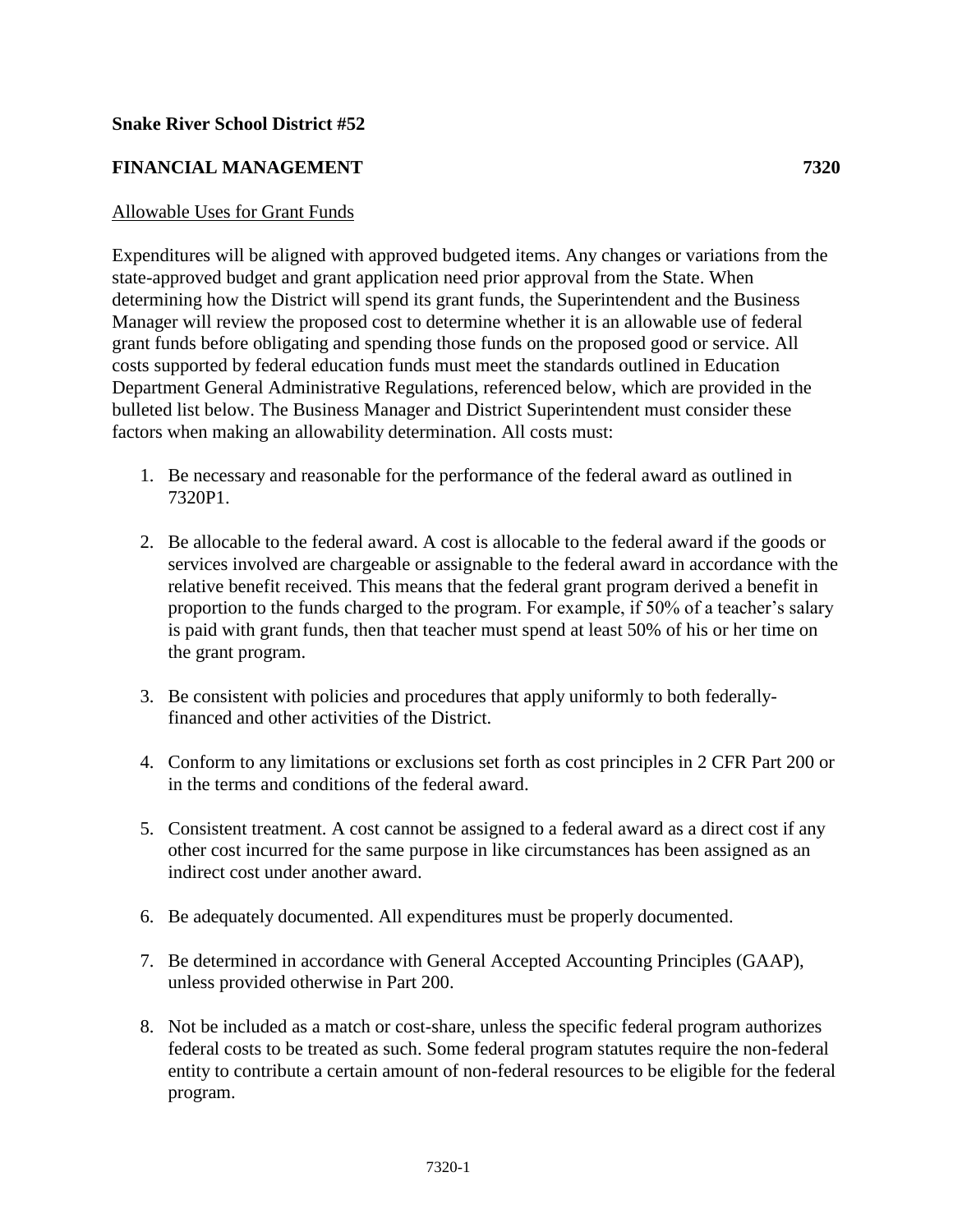**Snake River School District #52**

**FINANCIAL MANAGEMENT** **7320**

<u>Allowable Uses for Grant Funds</u>

Expenditures will be aligned with approved budgeted items. Any changes or variations from the state-approved budget and grant application need prior approval from the State. When determining how the District will spend its grant funds, the Superintendent and the Business Manager will review the proposed cost to determine whether it is an allowable use of federal grant funds before obligating and spending those funds on the proposed good or service. All costs supported by federal education funds must meet the standards outlined in Education Department General Administrative Regulations, referenced below, which are provided in the bulleted list below. The Business Manager and District Superintendent must consider these factors when making an allowability determination. All costs must:

1. Be necessary and reasonable for the performance of the federal award as outlined in 7320P1.

2. Be allocable to the federal award. A cost is allocable to the federal award if the goods or services involved are chargeable or assignable to the federal award in accordance with the relative benefit received. This means that the federal grant program derived a benefit in proportion to the funds charged to the program. For example, if 50% of a teacher's salary is paid with grant funds, then that teacher must spend at least 50% of his or her time on the grant program.

3. Be consistent with policies and procedures that apply uniformly to both federally-financed and other activities of the District.

4. Conform to any limitations or exclusions set forth as cost principles in 2 CFR Part 200 or in the terms and conditions of the federal award.

5. Consistent treatment. A cost cannot be assigned to a federal award as a direct cost if any other cost incurred for the same purpose in like circumstances has been assigned as an indirect cost under another award.

6. Be adequately documented. All expenditures must be properly documented.

7. Be determined in accordance with General Accepted Accounting Principles (GAAP), unless provided otherwise in Part 200.

8. Not be included as a match or cost-share, unless the specific federal program authorizes federal costs to be treated as such. Some federal program statutes require the non-federal entity to contribute a certain amount of non-federal resources to be eligible for the federal program.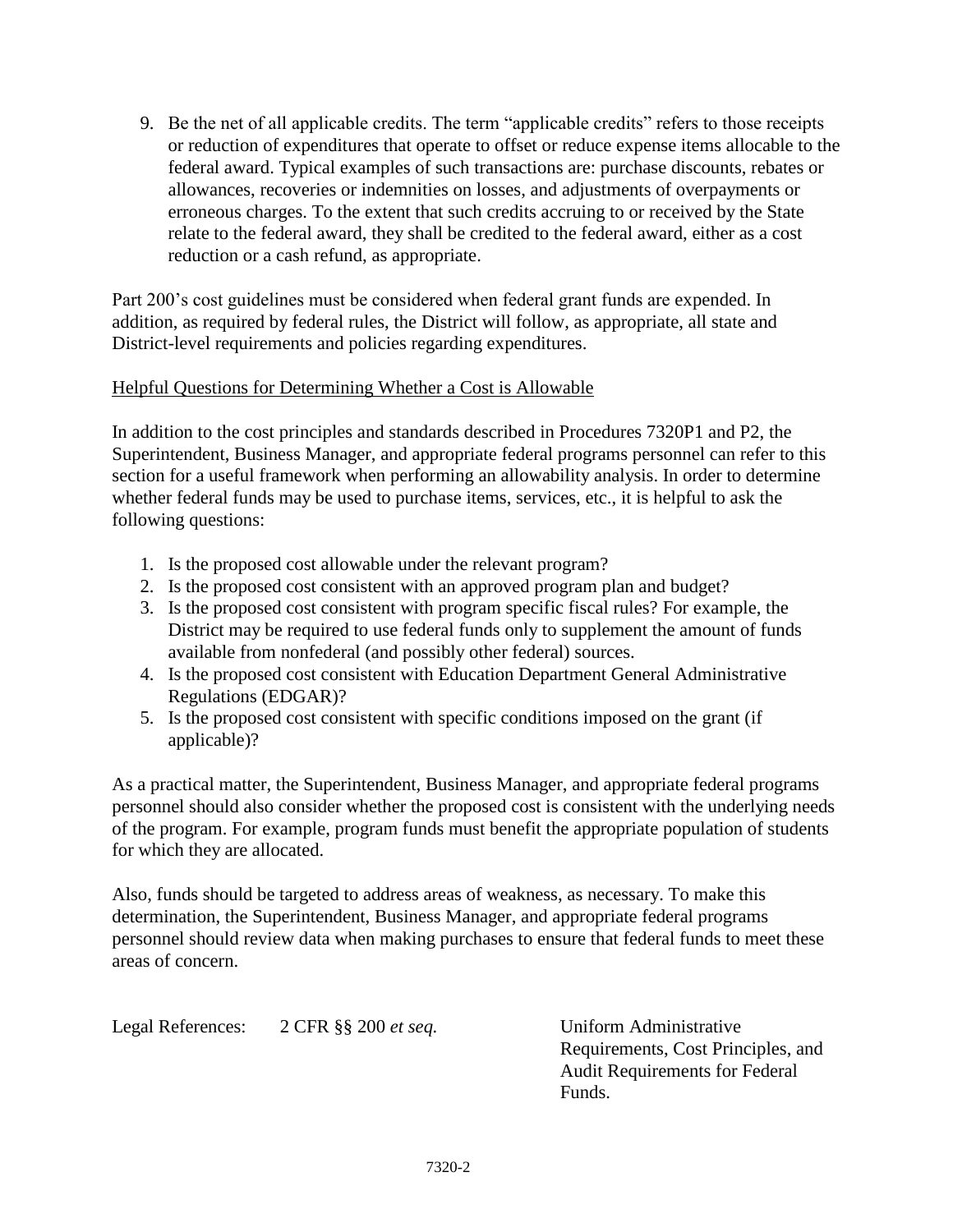9. Be the net of all applicable credits. The term "applicable credits" refers to those receipts or reduction of expenditures that operate to offset or reduce expense items allocable to the federal award. Typical examples of such transactions are: purchase discounts, rebates or allowances, recoveries or indemnities on losses, and adjustments of overpayments or erroneous charges. To the extent that such credits accruing to or received by the State relate to the federal award, they shall be credited to the federal award, either as a cost reduction or a cash refund, as appropriate.

Part 200's cost guidelines must be considered when federal grant funds are expended. In addition, as required by federal rules, the District will follow, as appropriate, all state and District-level requirements and policies regarding expenditures.

<u>Helpful Questions for Determining Whether a Cost is Allowable</u>

In addition to the cost principles and standards described in Procedures 7320P1 and P2, the Superintendent, Business Manager, and appropriate federal programs personnel can refer to this section for a useful framework when performing an allowability analysis. In order to determine whether federal funds may be used to purchase items, services, etc., it is helpful to ask the following questions:

1. Is the proposed cost allowable under the relevant program?
2. Is the proposed cost consistent with an approved program plan and budget?
3. Is the proposed cost consistent with program specific fiscal rules? For example, the District may be required to use federal funds only to supplement the amount of funds available from nonfederal (and possibly other federal) sources.
4. Is the proposed cost consistent with Education Department General Administrative Regulations (EDGAR)?
5. Is the proposed cost consistent with specific conditions imposed on the grant (if applicable)?

As a practical matter, the Superintendent, Business Manager, and appropriate federal programs personnel should also consider whether the proposed cost is consistent with the underlying needs of the program. For example, program funds must benefit the appropriate population of students for which they are allocated.

Also, funds should be targeted to address areas of weakness, as necessary. To make this determination, the Superintendent, Business Manager, and appropriate federal programs personnel should review data when making purchases to ensure that federal funds to meet these areas of concern.

| Legal References: | 2 CFR §§ 200 *et seq.* | Uniform Administrative Requirements, Cost Principles, and Audit Requirements for Federal Funds. |
|---|---|---|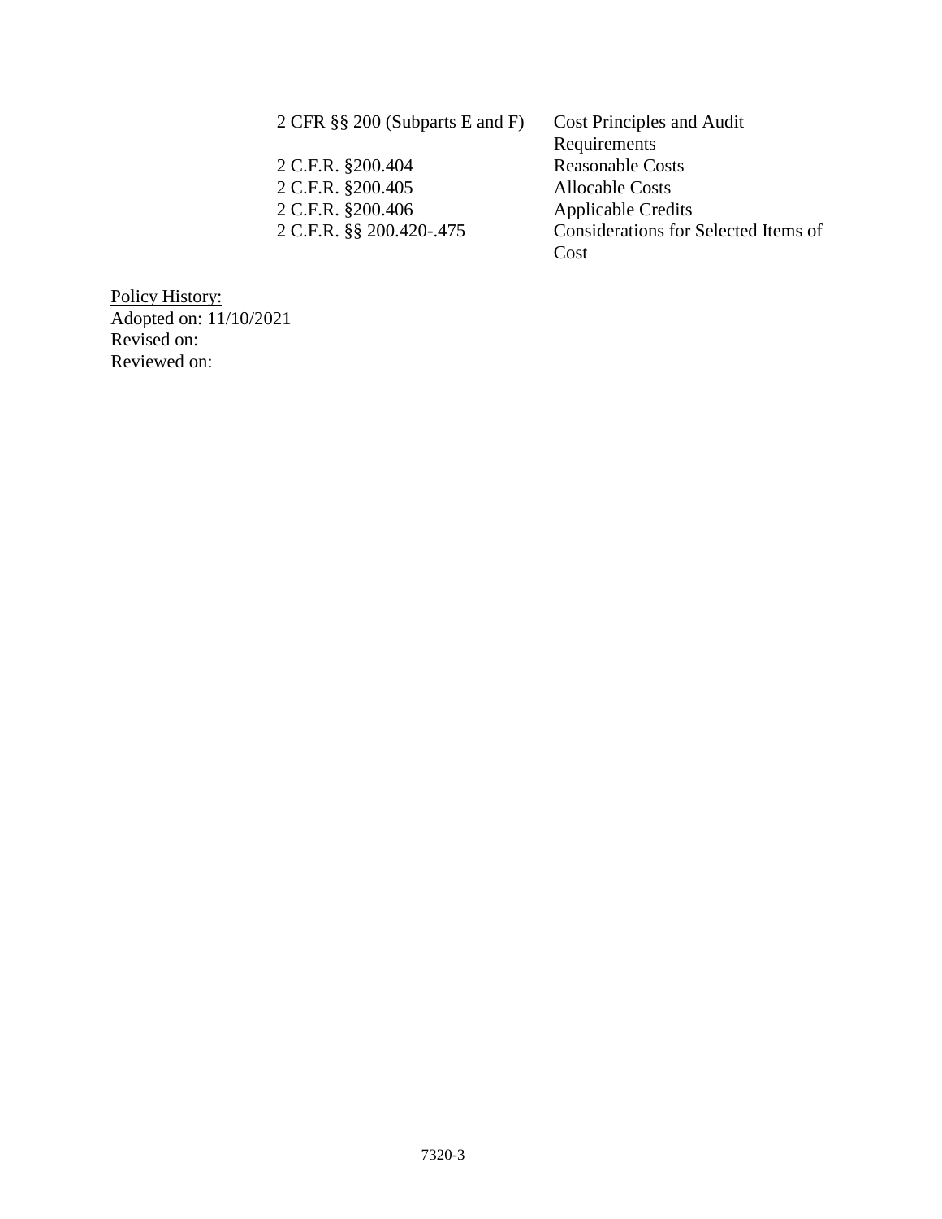| | |
|---|---|
| 2 CFR §§ 200 (Subparts E and F) | Cost Principles and Audit Requirements |
| 2 C.F.R. §200.404 | Reasonable Costs |
| 2 C.F.R. §200.405 | Allocable Costs |
| 2 C.F.R. §200.406 | Applicable Credits |
| 2 C.F.R. §§ 200.420-.475 | Considerations for Selected Items of Cost |

<u>Policy History:</u>
Adopted on: 11/10/2021
Revised on:
Reviewed on: